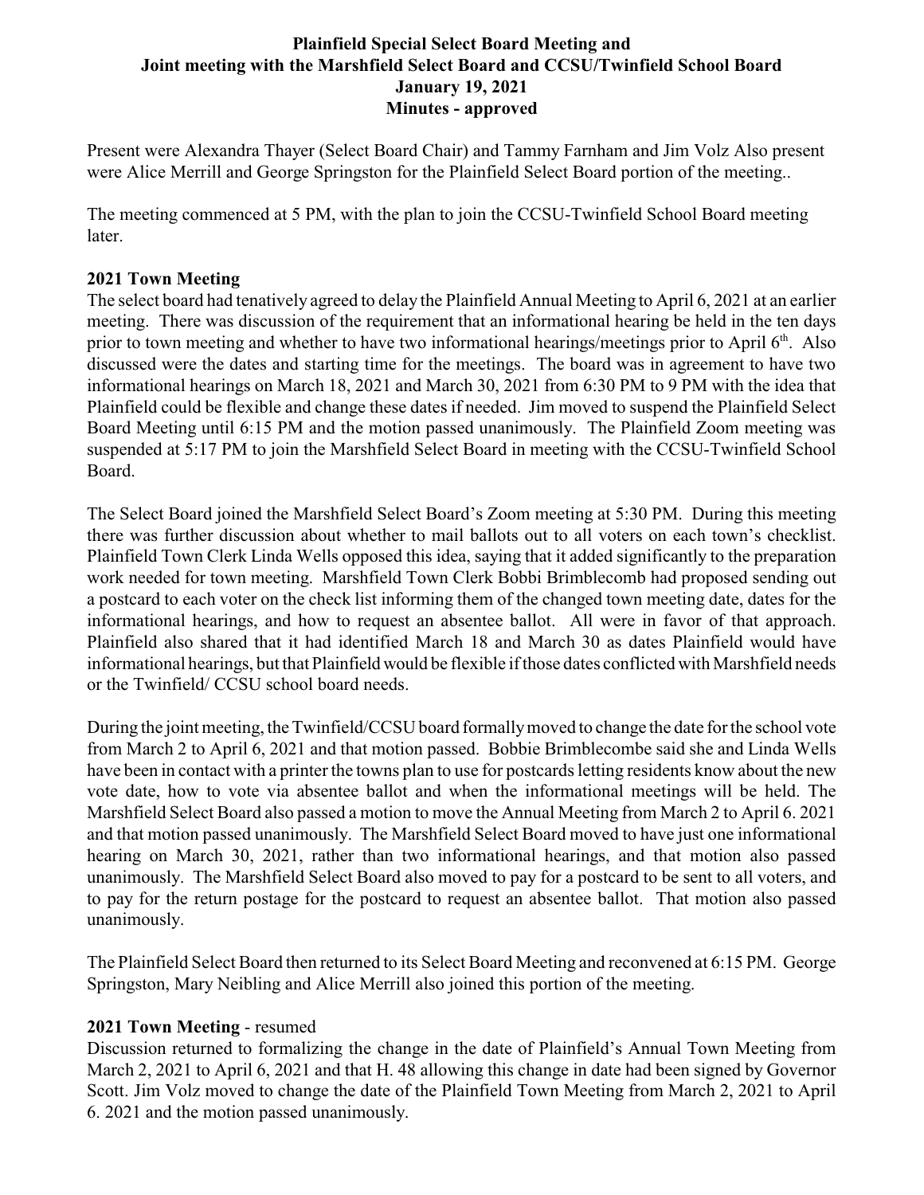**Plainfield Special Select Board Meeting and**
**Joint meeting with the Marshfield Select Board and CCSU/Twinfield School Board**
**January 19, 2021**
**Minutes - approved**

Present were Alexandra Thayer (Select Board Chair) and Tammy Farnham and Jim Volz Also present were Alice Merrill and George Springston for the Plainfield Select Board portion of the meeting..

The meeting commenced at 5 PM, with the plan to join the CCSU-Twinfield School Board meeting later.

## 2021 Town Meeting

The select board had tentatively agreed to delay the Plainfield Annual Meeting to April 6, 2021 at an earlier meeting. There was discussion of the requirement that an informational hearing be held in the ten days prior to town meeting and whether to have two informational hearings/meetings prior to April 6th. Also discussed were the dates and starting time for the meetings. The board was in agreement to have two informational hearings on March 18, 2021 and March 30, 2021 from 6:30 PM to 9 PM with the idea that Plainfield could be flexible and change these dates if needed. Jim moved to suspend the Plainfield Select Board Meeting until 6:15 PM and the motion passed unanimously. The Plainfield Zoom meeting was suspended at 5:17 PM to join the Marshfield Select Board in meeting with the CCSU-Twinfield School Board.

The Select Board joined the Marshfield Select Board's Zoom meeting at 5:30 PM. During this meeting there was further discussion about whether to mail ballots out to all voters on each town's checklist. Plainfield Town Clerk Linda Wells opposed this idea, saying that it added significantly to the preparation work needed for town meeting. Marshfield Town Clerk Bobbi Brimblecomb had proposed sending out a postcard to each voter on the check list informing them of the changed town meeting date, dates for the informational hearings, and how to request an absentee ballot. All were in favor of that approach. Plainfield also shared that it had identified March 18 and March 30 as dates Plainfield would have informational hearings, but that Plainfield would be flexible if those dates conflicted with Marshfield needs or the Twinfield/ CCSU school board needs.

During the joint meeting, the Twinfield/CCSU board formally moved to change the date for the school vote from March 2 to April 6, 2021 and that motion passed. Bobbie Brimblecombe said she and Linda Wells have been in contact with a printer the towns plan to use for postcards letting residents know about the new vote date, how to vote via absentee ballot and when the informational meetings will be held. The Marshfield Select Board also passed a motion to move the Annual Meeting from March 2 to April 6. 2021 and that motion passed unanimously. The Marshfield Select Board moved to have just one informational hearing on March 30, 2021, rather than two informational hearings, and that motion also passed unanimously. The Marshfield Select Board also moved to pay for a postcard to be sent to all voters, and to pay for the return postage for the postcard to request an absentee ballot. That motion also passed unanimously.

The Plainfield Select Board then returned to its Select Board Meeting and reconvened at 6:15 PM. George Springston, Mary Neibling and Alice Merrill also joined this portion of the meeting.

## 2021 Town Meeting - resumed

Discussion returned to formalizing the change in the date of Plainfield's Annual Town Meeting from March 2, 2021 to April 6, 2021 and that H. 48 allowing this change in date had been signed by Governor Scott. Jim Volz moved to change the date of the Plainfield Town Meeting from March 2, 2021 to April 6. 2021 and the motion passed unanimously.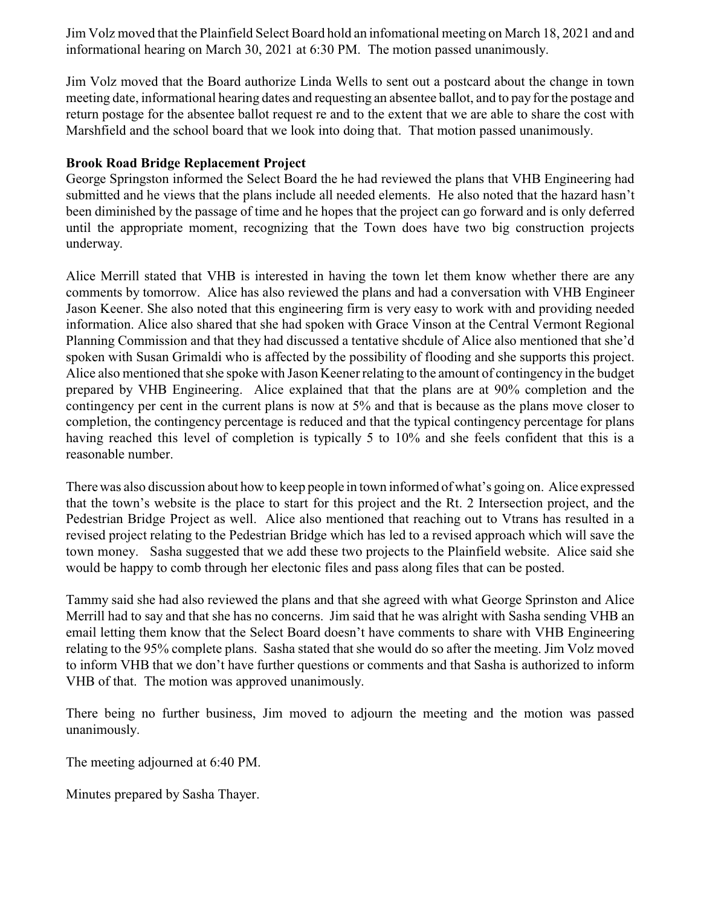Jim Volz moved that the Plainfield Select Board hold an infomational meeting on March 18, 2021 and and informational hearing on March 30, 2021 at 6:30 PM. The motion passed unanimously.

Jim Volz moved that the Board authorize Linda Wells to sent out a postcard about the change in town meeting date, informational hearing dates and requesting an absentee ballot, and to pay for the postage and return postage for the absentee ballot request re and to the extent that we are able to share the cost with Marshfield and the school board that we look into doing that. That motion passed unanimously.

**Brook Road Bridge Replacement Project**

George Springston informed the Select Board the he had reviewed the plans that VHB Engineering had submitted and he views that the plans include all needed elements. He also noted that the hazard hasn't been diminished by the passage of time and he hopes that the project can go forward and is only deferred until the appropriate moment, recognizing that the Town does have two big construction projects underway.

Alice Merrill stated that VHB is interested in having the town let them know whether there are any comments by tomorrow. Alice has also reviewed the plans and had a conversation with VHB Engineer Jason Keener. She also noted that this engineering firm is very easy to work with and providing needed information. Alice also shared that she had spoken with Grace Vinson at the Central Vermont Regional Planning Commission and that they had discussed a tentative shcdule of Alice also mentioned that she'd spoken with Susan Grimaldi who is affected by the possibility of flooding and she supports this project. Alice also mentioned that she spoke with Jason Keener relating to the amount of contingency in the budget prepared by VHB Engineering. Alice explained that that the plans are at 90% completion and the contingency per cent in the current plans is now at 5% and that is because as the plans move closer to completion, the contingency percentage is reduced and that the typical contingency percentage for plans having reached this level of completion is typically 5 to 10% and she feels confident that this is a reasonable number.

There was also discussion about how to keep people in town informed of what's going on. Alice expressed that the town's website is the place to start for this project and the Rt. 2 Intersection project, and the Pedestrian Bridge Project as well. Alice also mentioned that reaching out to Vtrans has resulted in a revised project relating to the Pedestrian Bridge which has led to a revised approach which will save the town money. Sasha suggested that we add these two projects to the Plainfield website. Alice said she would be happy to comb through her electonic files and pass along files that can be posted.

Tammy said she had also reviewed the plans and that she agreed with what George Sprinston and Alice Merrill had to say and that she has no concerns. Jim said that he was alright with Sasha sending VHB an email letting them know that the Select Board doesn't have comments to share with VHB Engineering relating to the 95% complete plans. Sasha stated that she would do so after the meeting. Jim Volz moved to inform VHB that we don't have further questions or comments and that Sasha is authorized to inform VHB of that. The motion was approved unanimously.

There being no further business, Jim moved to adjourn the meeting and the motion was passed unanimously.

The meeting adjourned at 6:40 PM.

Minutes prepared by Sasha Thayer.